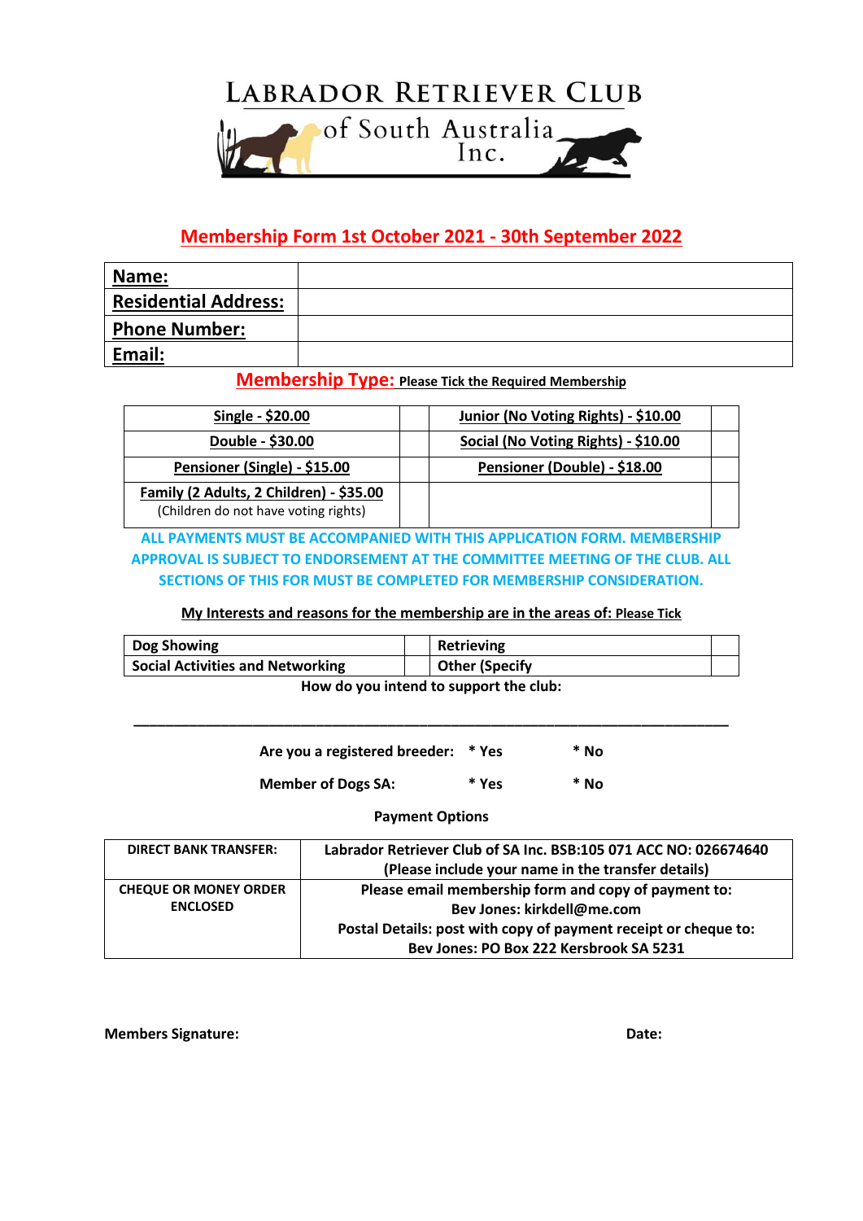# LABRADOR RETRIEVER CLUB

of South Australia Inc.

## Membership Form 1st October 2021 - 30th September 2022

| **Name:** | |
|---|---|
| **Residential Address:** | |
| **Phone Number:** | |
| **Email:** | |

**Membership Type:** **Please Tick the Required Membership**

| | | | |
|---|---|---|---|
| **Single - $20.00** | | **Junior (No Voting Rights) - $10.00** | |
| **Double - $30.00** | | **Social (No Voting Rights) - $10.00** | |
| **Pensioner (Single) - $15.00** | | **Pensioner (Double) - $18.00** | |
| **Family (2 Adults, 2 Children) - $35.00** (Children do not have voting rights) | | | |

**ALL PAYMENTS MUST BE ACCOMPANIED WITH THIS APPLICATION FORM. MEMBERSHIP APPROVAL IS SUBJECT TO ENDORSEMENT AT THE COMMITTEE MEETING OF THE CLUB. ALL SECTIONS OF THIS FOR MUST BE COMPLETED FOR MEMBERSHIP CONSIDERATION.**

**My Interests and reasons for the membership are in the areas of: Please Tick**

| | | | |
|---|---|---|---|
| **Dog Showing** | | **Retrieving** | |
| **Social Activities and Networking** | | **Other (Specify** | |

**How do you intend to support the club:**

______________________________________________________________________________

**Are you a registered breeder:** **\* Yes** **\* No**

**Member of Dogs SA:** **\* Yes** **\* No**

**Payment Options**

| | |
|---|---|
| **DIRECT BANK TRANSFER:** | **Labrador Retriever Club of SA Inc. BSB:105 071 ACC NO: 026674640** **(Please include your name in the transfer details)** |
| **CHEQUE OR MONEY ORDER ENCLOSED** | **Please email membership form and copy of payment to:** **Bev Jones: kirkdell@me.com** **Postal Details: post with copy of payment receipt or cheque to:** **Bev Jones: PO Box 222 Kersbrook SA 5231** |

**Members Signature:** **Date:**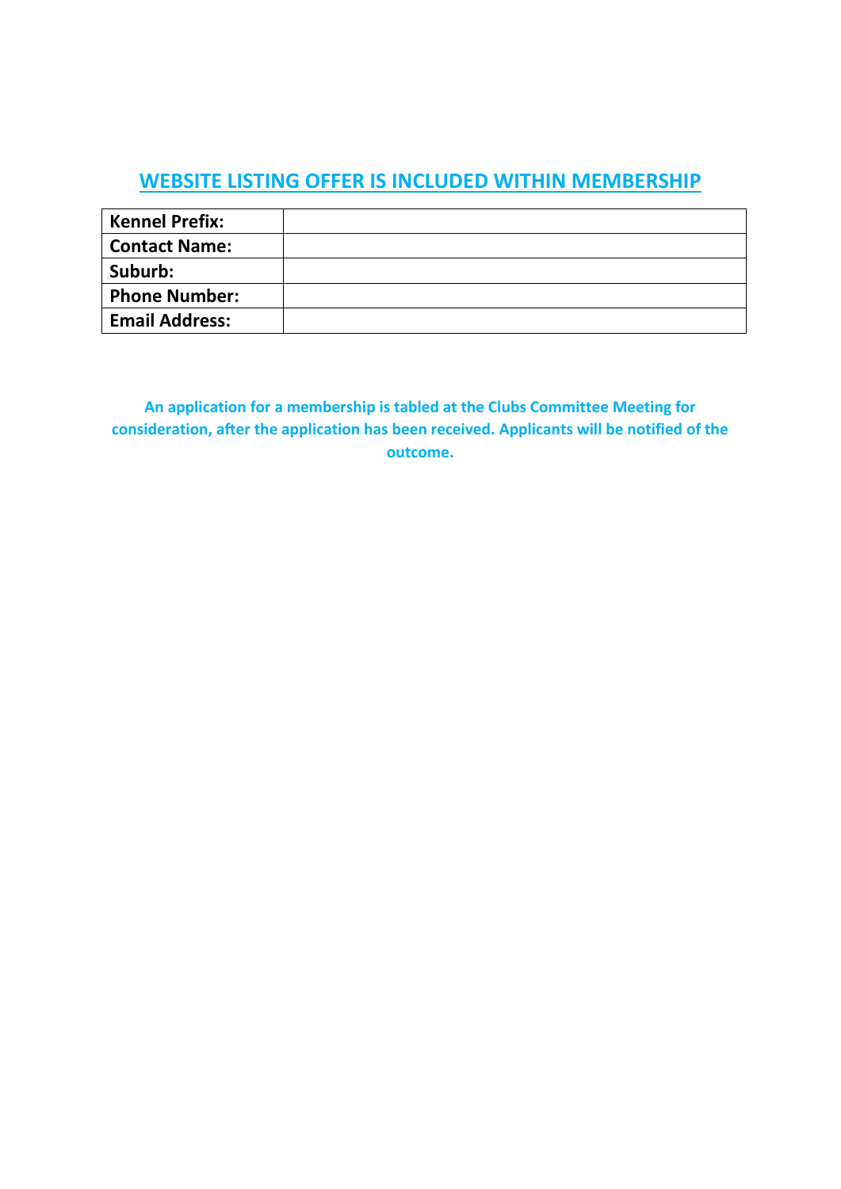## WEBSITE LISTING OFFER IS INCLUDED WITHIN MEMBERSHIP

| | |
|---|---|
| **Kennel Prefix:** | |
| **Contact Name:** | |
| **Suburb:** | |
| **Phone Number:** | |
| **Email Address:** | |

**An application for a membership is tabled at the Clubs Committee Meeting for consideration, after the application has been received. Applicants will be notified of the outcome.**